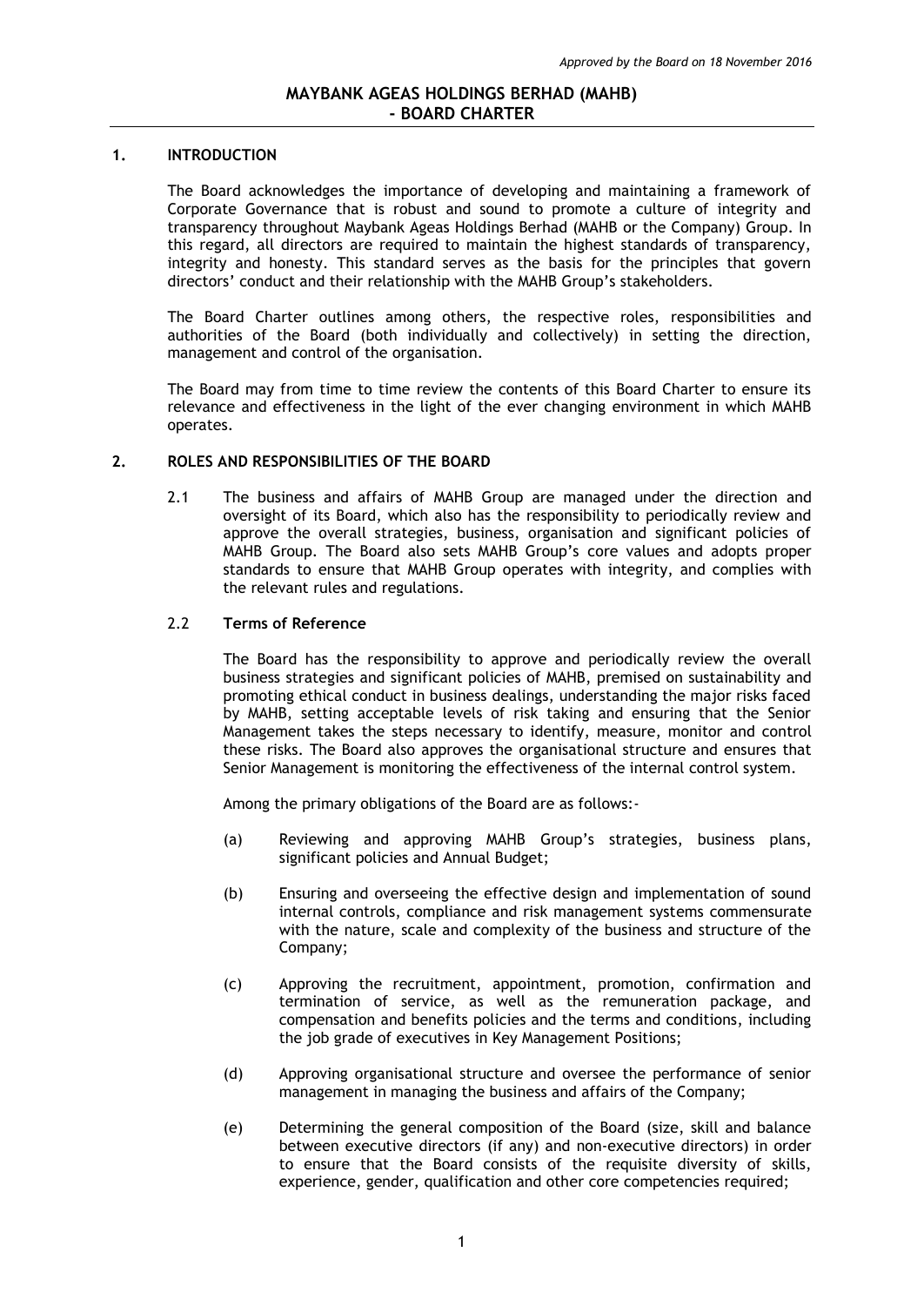*Approved by the Board on 18 November 2016*

# MAYBANK AGEAS HOLDINGS BERHAD (MAHB) - BOARD CHARTER

## 1. INTRODUCTION

The Board acknowledges the importance of developing and maintaining a framework of Corporate Governance that is robust and sound to promote a culture of integrity and transparency throughout Maybank Ageas Holdings Berhad (MAHB or the Company) Group. In this regard, all directors are required to maintain the highest standards of transparency, integrity and honesty. This standard serves as the basis for the principles that govern directors' conduct and their relationship with the MAHB Group's stakeholders.

The Board Charter outlines among others, the respective roles, responsibilities and authorities of the Board (both individually and collectively) in setting the direction, management and control of the organisation.

The Board may from time to time review the contents of this Board Charter to ensure its relevance and effectiveness in the light of the ever changing environment in which MAHB operates.

## 2. ROLES AND RESPONSIBILITIES OF THE BOARD

2.1 The business and affairs of MAHB Group are managed under the direction and oversight of its Board, which also has the responsibility to periodically review and approve the overall strategies, business, organisation and significant policies of MAHB Group. The Board also sets MAHB Group's core values and adopts proper standards to ensure that MAHB Group operates with integrity, and complies with the relevant rules and regulations.

2.2 **Terms of Reference**

The Board has the responsibility to approve and periodically review the overall business strategies and significant policies of MAHB, premised on sustainability and promoting ethical conduct in business dealings, understanding the major risks faced by MAHB, setting acceptable levels of risk taking and ensuring that the Senior Management takes the steps necessary to identify, measure, monitor and control these risks. The Board also approves the organisational structure and ensures that Senior Management is monitoring the effectiveness of the internal control system.

Among the primary obligations of the Board are as follows:-

(a) Reviewing and approving MAHB Group's strategies, business plans, significant policies and Annual Budget;

(b) Ensuring and overseeing the effective design and implementation of sound internal controls, compliance and risk management systems commensurate with the nature, scale and complexity of the business and structure of the Company;

(c) Approving the recruitment, appointment, promotion, confirmation and termination of service, as well as the remuneration package, and compensation and benefits policies and the terms and conditions, including the job grade of executives in Key Management Positions;

(d) Approving organisational structure and oversee the performance of senior management in managing the business and affairs of the Company;

(e) Determining the general composition of the Board (size, skill and balance between executive directors (if any) and non-executive directors) in order to ensure that the Board consists of the requisite diversity of skills, experience, gender, qualification and other core competencies required;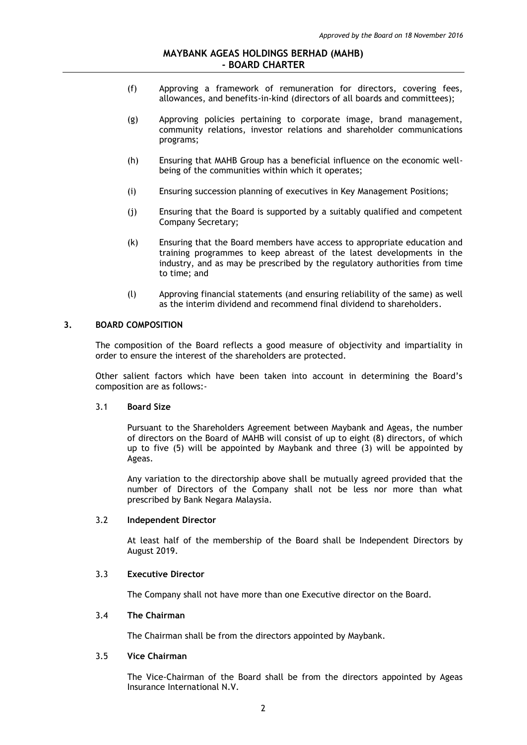(f) Approving a framework of remuneration for directors, covering fees, allowances, and benefits-in-kind (directors of all boards and committees);

(g) Approving policies pertaining to corporate image, brand management, community relations, investor relations and shareholder communications programs;

(h) Ensuring that MAHB Group has a beneficial influence on the economic well-being of the communities within which it operates;

(i) Ensuring succession planning of executives in Key Management Positions;

(j) Ensuring that the Board is supported by a suitably qualified and competent Company Secretary;

(k) Ensuring that the Board members have access to appropriate education and training programmes to keep abreast of the latest developments in the industry, and as may be prescribed by the regulatory authorities from time to time; and

(l) Approving financial statements (and ensuring reliability of the same) as well as the interim dividend and recommend final dividend to shareholders.

## 3. BOARD COMPOSITION

The composition of the Board reflects a good measure of objectivity and impartiality in order to ensure the interest of the shareholders are protected.

Other salient factors which have been taken into account in determining the Board's composition are as follows:-

### 3.1 Board Size

Pursuant to the Shareholders Agreement between Maybank and Ageas, the number of directors on the Board of MAHB will consist of up to eight (8) directors, of which up to five (5) will be appointed by Maybank and three (3) will be appointed by Ageas.

Any variation to the directorship above shall be mutually agreed provided that the number of Directors of the Company shall not be less nor more than what prescribed by Bank Negara Malaysia.

### 3.2 Independent Director

At least half of the membership of the Board shall be Independent Directors by August 2019.

### 3.3 Executive Director

The Company shall not have more than one Executive director on the Board.

### 3.4 The Chairman

The Chairman shall be from the directors appointed by Maybank.

### 3.5 Vice Chairman

The Vice-Chairman of the Board shall be from the directors appointed by Ageas Insurance International N.V.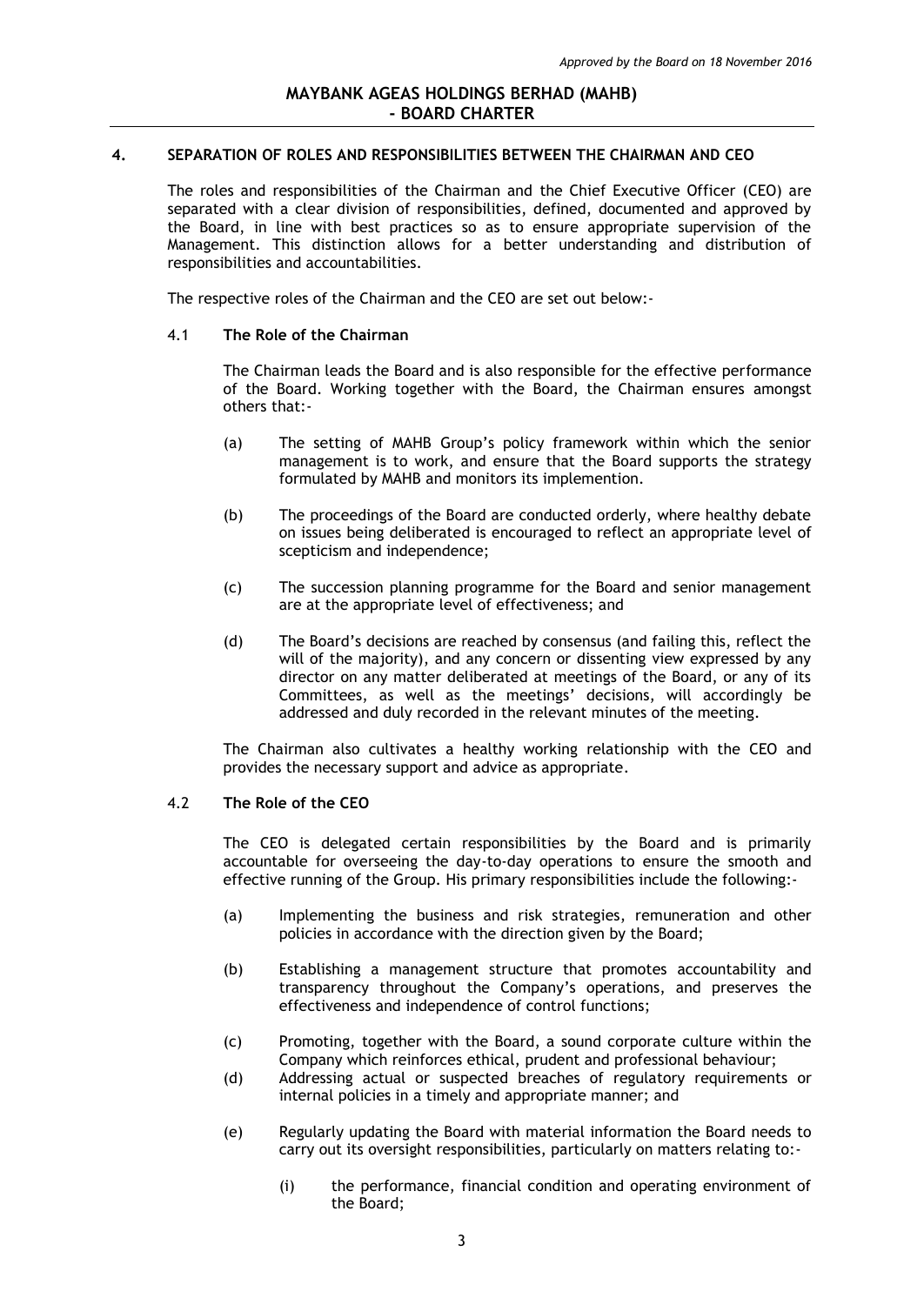## 4. SEPARATION OF ROLES AND RESPONSIBILITIES BETWEEN THE CHAIRMAN AND CEO

The roles and responsibilities of the Chairman and the Chief Executive Officer (CEO) are separated with a clear division of responsibilities, defined, documented and approved by the Board, in line with best practices so as to ensure appropriate supervision of the Management. This distinction allows for a better understanding and distribution of responsibilities and accountabilities.

The respective roles of the Chairman and the CEO are set out below:-

### 4.1 **The Role of the Chairman**

The Chairman leads the Board and is also responsible for the effective performance of the Board. Working together with the Board, the Chairman ensures amongst others that:-

(a) The setting of MAHB Group's policy framework within which the senior management is to work, and ensure that the Board supports the strategy formulated by MAHB and monitors its implemention.

(b) The proceedings of the Board are conducted orderly, where healthy debate on issues being deliberated is encouraged to reflect an appropriate level of scepticism and independence;

(c) The succession planning programme for the Board and senior management are at the appropriate level of effectiveness; and

(d) The Board's decisions are reached by consensus (and failing this, reflect the will of the majority), and any concern or dissenting view expressed by any director on any matter deliberated at meetings of the Board, or any of its Committees, as well as the meetings' decisions, will accordingly be addressed and duly recorded in the relevant minutes of the meeting.

The Chairman also cultivates a healthy working relationship with the CEO and provides the necessary support and advice as appropriate.

### 4.2 **The Role of the CEO**

The CEO is delegated certain responsibilities by the Board and is primarily accountable for overseeing the day-to-day operations to ensure the smooth and effective running of the Group. His primary responsibilities include the following:-

(a) Implementing the business and risk strategies, remuneration and other policies in accordance with the direction given by the Board;

(b) Establishing a management structure that promotes accountability and transparency throughout the Company's operations, and preserves the effectiveness and independence of control functions;

(c) Promoting, together with the Board, a sound corporate culture within the Company which reinforces ethical, prudent and professional behaviour;

(d) Addressing actual or suspected breaches of regulatory requirements or internal policies in a timely and appropriate manner; and

(e) Regularly updating the Board with material information the Board needs to carry out its oversight responsibilities, particularly on matters relating to:-

   (i) the performance, financial condition and operating environment of the Board;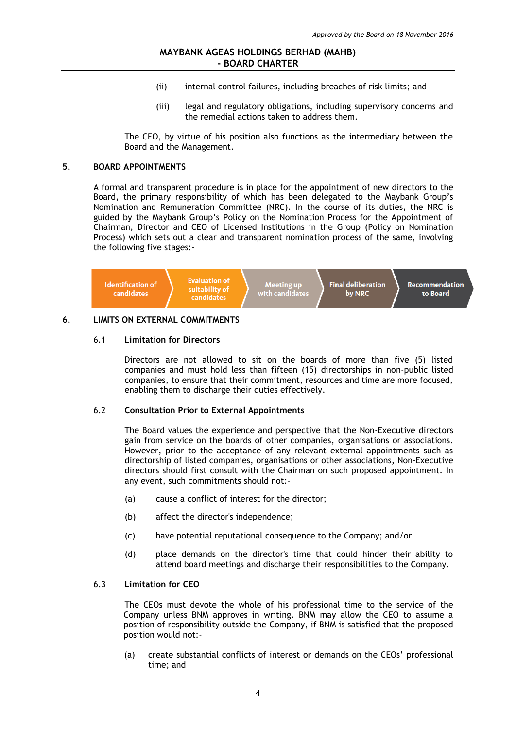(ii) internal control failures, including breaches of risk limits; and

(iii) legal and regulatory obligations, including supervisory concerns and the remedial actions taken to address them.

The CEO, by virtue of his position also functions as the intermediary between the Board and the Management.

## 5. BOARD APPOINTMENTS

A formal and transparent procedure is in place for the appointment of new directors to the Board, the primary responsibility of which has been delegated to the Maybank Group's Nomination and Remuneration Committee (NRC). In the course of its duties, the NRC is guided by the Maybank Group's Policy on the Nomination Process for the Appointment of Chairman, Director and CEO of Licensed Institutions in the Group (Policy on Nomination Process) which sets out a clear and transparent nomination process of the same, involving the following five stages:-

Identification of candidates → Evaluation of suitability of candidates → Meeting up with candidates → Final deliberation by NRC → Recommendation to Board

## 6. LIMITS ON EXTERNAL COMMITMENTS

### 6.1 Limitation for Directors

Directors are not allowed to sit on the boards of more than five (5) listed companies and must hold less than fifteen (15) directorships in non-public listed companies, to ensure that their commitment, resources and time are more focused, enabling them to discharge their duties effectively.

### 6.2 Consultation Prior to External Appointments

The Board values the experience and perspective that the Non-Executive directors gain from service on the boards of other companies, organisations or associations. However, prior to the acceptance of any relevant external appointments such as directorship of listed companies, organisations or other associations, Non-Executive directors should first consult with the Chairman on such proposed appointment. In any event, such commitments should not:-

(a) cause a conflict of interest for the director;

(b) affect the director's independence;

(c) have potential reputational consequence to the Company; and/or

(d) place demands on the director's time that could hinder their ability to attend board meetings and discharge their responsibilities to the Company.

### 6.3 Limitation for CEO

The CEOs must devote the whole of his professional time to the service of the Company unless BNM approves in writing. BNM may allow the CEO to assume a position of responsibility outside the Company, if BNM is satisfied that the proposed position would not:-

(a) create substantial conflicts of interest or demands on the CEOs' professional time; and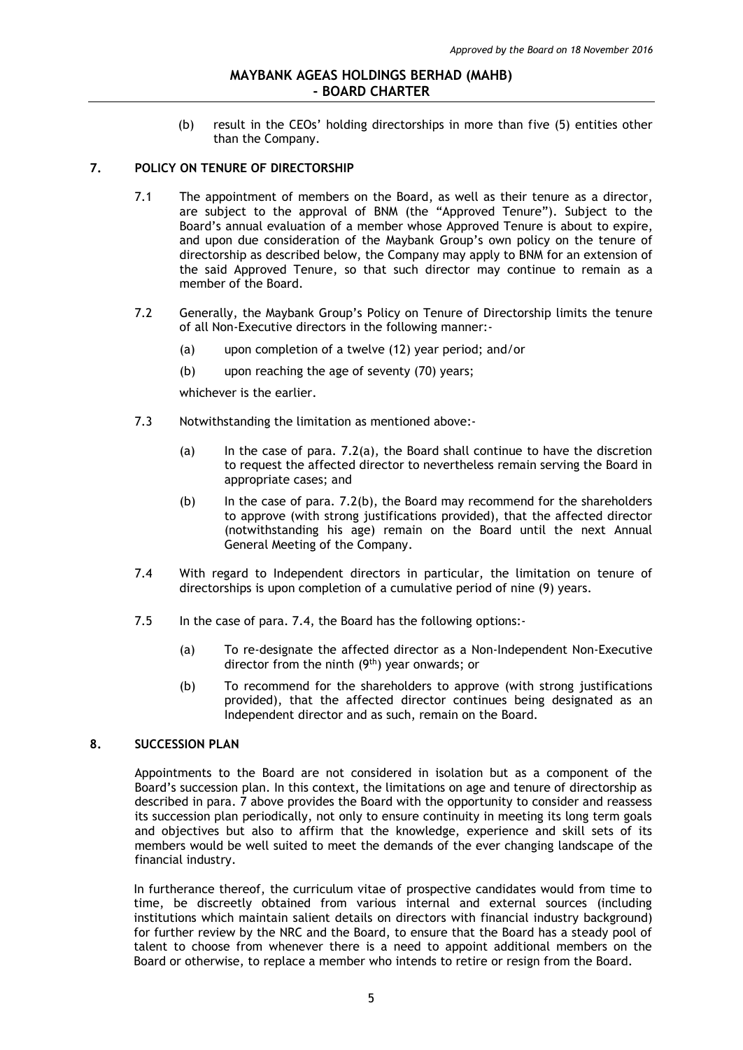(b) result in the CEOs' holding directorships in more than five (5) entities other than the Company.

## 7. POLICY ON TENURE OF DIRECTORSHIP

7.1 The appointment of members on the Board, as well as their tenure as a director, are subject to the approval of BNM (the "Approved Tenure"). Subject to the Board's annual evaluation of a member whose Approved Tenure is about to expire, and upon due consideration of the Maybank Group's own policy on the tenure of directorship as described below, the Company may apply to BNM for an extension of the said Approved Tenure, so that such director may continue to remain as a member of the Board.

7.2 Generally, the Maybank Group's Policy on Tenure of Directorship limits the tenure of all Non-Executive directors in the following manner:-

(a) upon completion of a twelve (12) year period; and/or

(b) upon reaching the age of seventy (70) years;

whichever is the earlier.

7.3 Notwithstanding the limitation as mentioned above:-

(a) In the case of para. 7.2(a), the Board shall continue to have the discretion to request the affected director to nevertheless remain serving the Board in appropriate cases; and

(b) In the case of para. 7.2(b), the Board may recommend for the shareholders to approve (with strong justifications provided), that the affected director (notwithstanding his age) remain on the Board until the next Annual General Meeting of the Company.

7.4 With regard to Independent directors in particular, the limitation on tenure of directorships is upon completion of a cumulative period of nine (9) years.

7.5 In the case of para. 7.4, the Board has the following options:-

(a) To re-designate the affected director as a Non-Independent Non-Executive director from the ninth (9th) year onwards; or

(b) To recommend for the shareholders to approve (with strong justifications provided), that the affected director continues being designated as an Independent director and as such, remain on the Board.

## 8. SUCCESSION PLAN

Appointments to the Board are not considered in isolation but as a component of the Board's succession plan. In this context, the limitations on age and tenure of directorship as described in para. 7 above provides the Board with the opportunity to consider and reassess its succession plan periodically, not only to ensure continuity in meeting its long term goals and objectives but also to affirm that the knowledge, experience and skill sets of its members would be well suited to meet the demands of the ever changing landscape of the financial industry.

In furtherance thereof, the curriculum vitae of prospective candidates would from time to time, be discreetly obtained from various internal and external sources (including institutions which maintain salient details on directors with financial industry background) for further review by the NRC and the Board, to ensure that the Board has a steady pool of talent to choose from whenever there is a need to appoint additional members on the Board or otherwise, to replace a member who intends to retire or resign from the Board.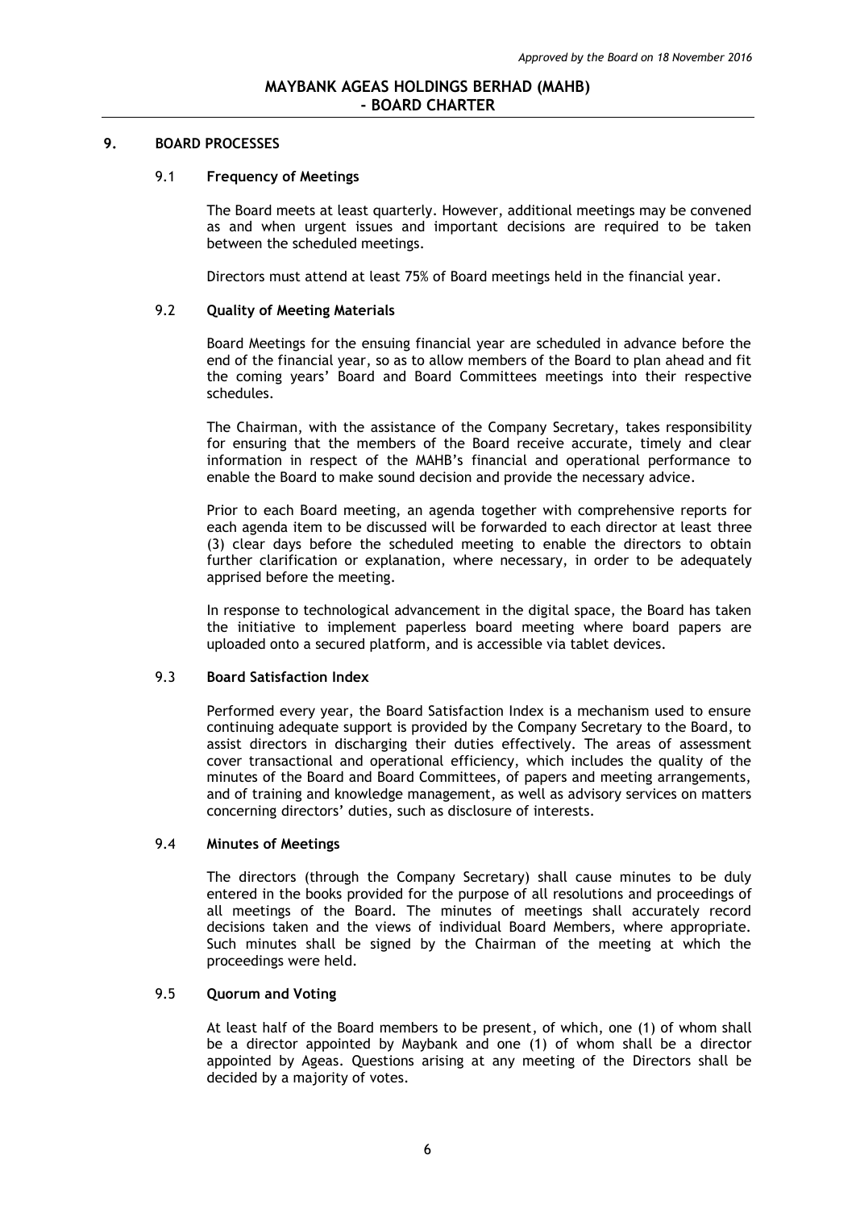## 9. BOARD PROCESSES

### 9.1 Frequency of Meetings

The Board meets at least quarterly. However, additional meetings may be convened as and when urgent issues and important decisions are required to be taken between the scheduled meetings.

Directors must attend at least 75% of Board meetings held in the financial year.

### 9.2 Quality of Meeting Materials

Board Meetings for the ensuing financial year are scheduled in advance before the end of the financial year, so as to allow members of the Board to plan ahead and fit the coming years' Board and Board Committees meetings into their respective schedules.

The Chairman, with the assistance of the Company Secretary, takes responsibility for ensuring that the members of the Board receive accurate, timely and clear information in respect of the MAHB's financial and operational performance to enable the Board to make sound decision and provide the necessary advice.

Prior to each Board meeting, an agenda together with comprehensive reports for each agenda item to be discussed will be forwarded to each director at least three (3) clear days before the scheduled meeting to enable the directors to obtain further clarification or explanation, where necessary, in order to be adequately apprised before the meeting.

In response to technological advancement in the digital space, the Board has taken the initiative to implement paperless board meeting where board papers are uploaded onto a secured platform, and is accessible via tablet devices.

### 9.3 Board Satisfaction Index

Performed every year, the Board Satisfaction Index is a mechanism used to ensure continuing adequate support is provided by the Company Secretary to the Board, to assist directors in discharging their duties effectively. The areas of assessment cover transactional and operational efficiency, which includes the quality of the minutes of the Board and Board Committees, of papers and meeting arrangements, and of training and knowledge management, as well as advisory services on matters concerning directors' duties, such as disclosure of interests.

### 9.4 Minutes of Meetings

The directors (through the Company Secretary) shall cause minutes to be duly entered in the books provided for the purpose of all resolutions and proceedings of all meetings of the Board. The minutes of meetings shall accurately record decisions taken and the views of individual Board Members, where appropriate. Such minutes shall be signed by the Chairman of the meeting at which the proceedings were held.

### 9.5 Quorum and Voting

At least half of the Board members to be present, of which, one (1) of whom shall be a director appointed by Maybank and one (1) of whom shall be a director appointed by Ageas. Questions arising at any meeting of the Directors shall be decided by a majority of votes.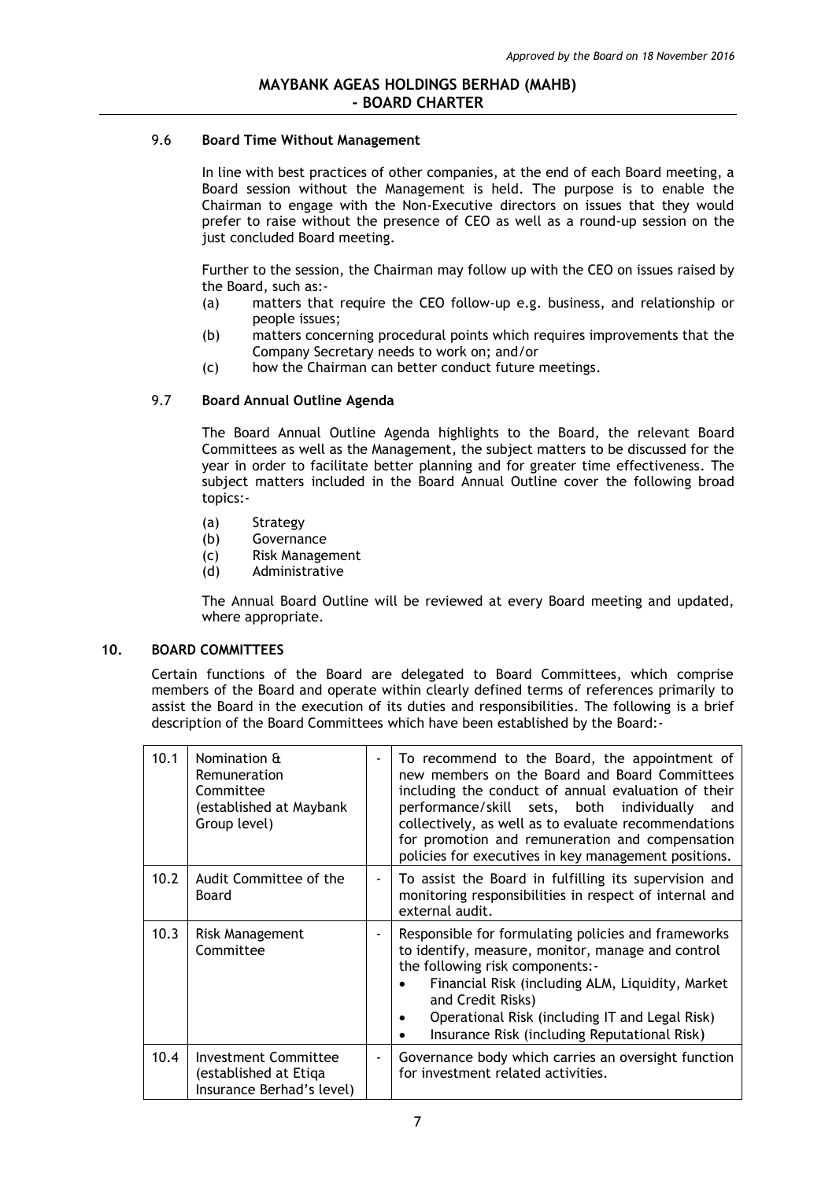### 9.6 Board Time Without Management

In line with best practices of other companies, at the end of each Board meeting, a Board session without the Management is held. The purpose is to enable the Chairman to engage with the Non-Executive directors on issues that they would prefer to raise without the presence of CEO as well as a round-up session on the just concluded Board meeting.

Further to the session, the Chairman may follow up with the CEO on issues raised by the Board, such as:-

(a) matters that require the CEO follow-up e.g. business, and relationship or people issues;
(b) matters concerning procedural points which requires improvements that the Company Secretary needs to work on; and/or
(c) how the Chairman can better conduct future meetings.

### 9.7 Board Annual Outline Agenda

The Board Annual Outline Agenda highlights to the Board, the relevant Board Committees as well as the Management, the subject matters to be discussed for the year in order to facilitate better planning and for greater time effectiveness. The subject matters included in the Board Annual Outline cover the following broad topics:-

(a) Strategy
(b) Governance
(c) Risk Management
(d) Administrative

The Annual Board Outline will be reviewed at every Board meeting and updated, where appropriate.

## 10. BOARD COMMITTEES

Certain functions of the Board are delegated to Board Committees, which comprise members of the Board and operate within clearly defined terms of references primarily to assist the Board in the execution of its duties and responsibilities. The following is a brief description of the Board Committees which have been established by the Board:-

| | | | |
|---|---|---|---|
| 10.1 | Nomination & Remuneration Committee (established at Maybank Group level) | - | To recommend to the Board, the appointment of new members on the Board and Board Committees including the conduct of annual evaluation of their performance/skill sets, both individually and collectively, as well as to evaluate recommendations for promotion and remuneration and compensation policies for executives in key management positions. |
| 10.2 | Audit Committee of the Board | - | To assist the Board in fulfilling its supervision and monitoring responsibilities in respect of internal and external audit. |
| 10.3 | Risk Management Committee | - | Responsible for formulating policies and frameworks to identify, measure, monitor, manage and control the following risk components:-<br>• Financial Risk (including ALM, Liquidity, Market and Credit Risks)<br>• Operational Risk (including IT and Legal Risk)<br>• Insurance Risk (including Reputational Risk) |
| 10.4 | Investment Committee (established at Etiqa Insurance Berhad's level) | - | Governance body which carries an oversight function for investment related activities. |